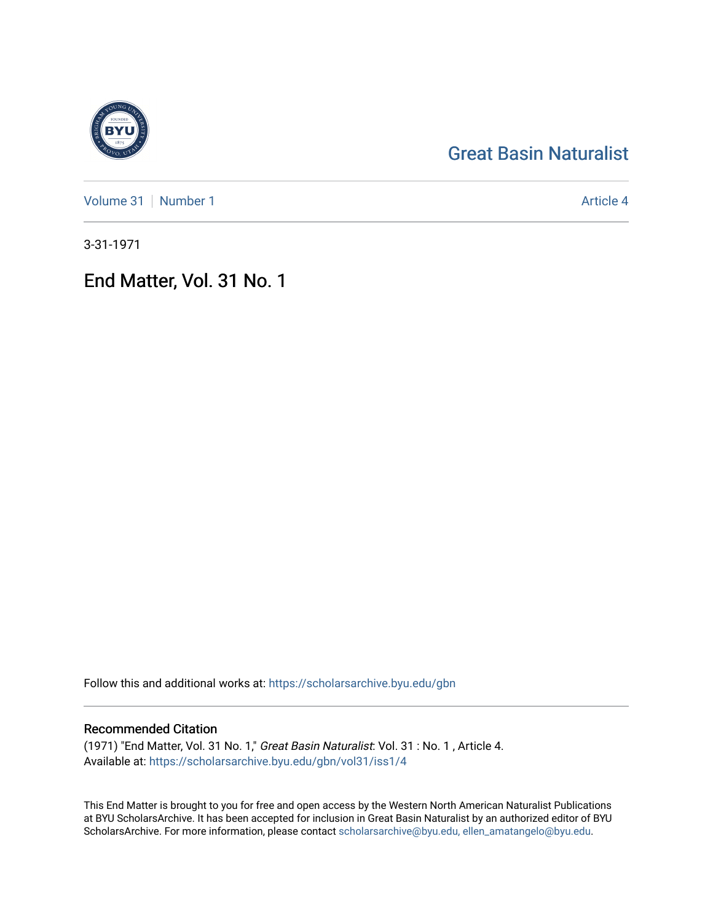Great Basin Naturalist

Volume 31 | Number 1 Article 4

3-31-1971

# End Matter, Vol. 31 No. 1

Follow this and additional works at: https://scholarsarchive.byu.edu/gbn

## Recommended Citation

(1971) "End Matter, Vol. 31 No. 1," *Great Basin Naturalist*: Vol. 31 : No. 1 , Article 4.
Available at: https://scholarsarchive.byu.edu/gbn/vol31/iss1/4

This End Matter is brought to you for free and open access by the Western North American Naturalist Publications at BYU ScholarsArchive. It has been accepted for inclusion in Great Basin Naturalist by an authorized editor of BYU ScholarsArchive. For more information, please contact scholarsarchive@byu.edu, ellen_amatangelo@byu.edu.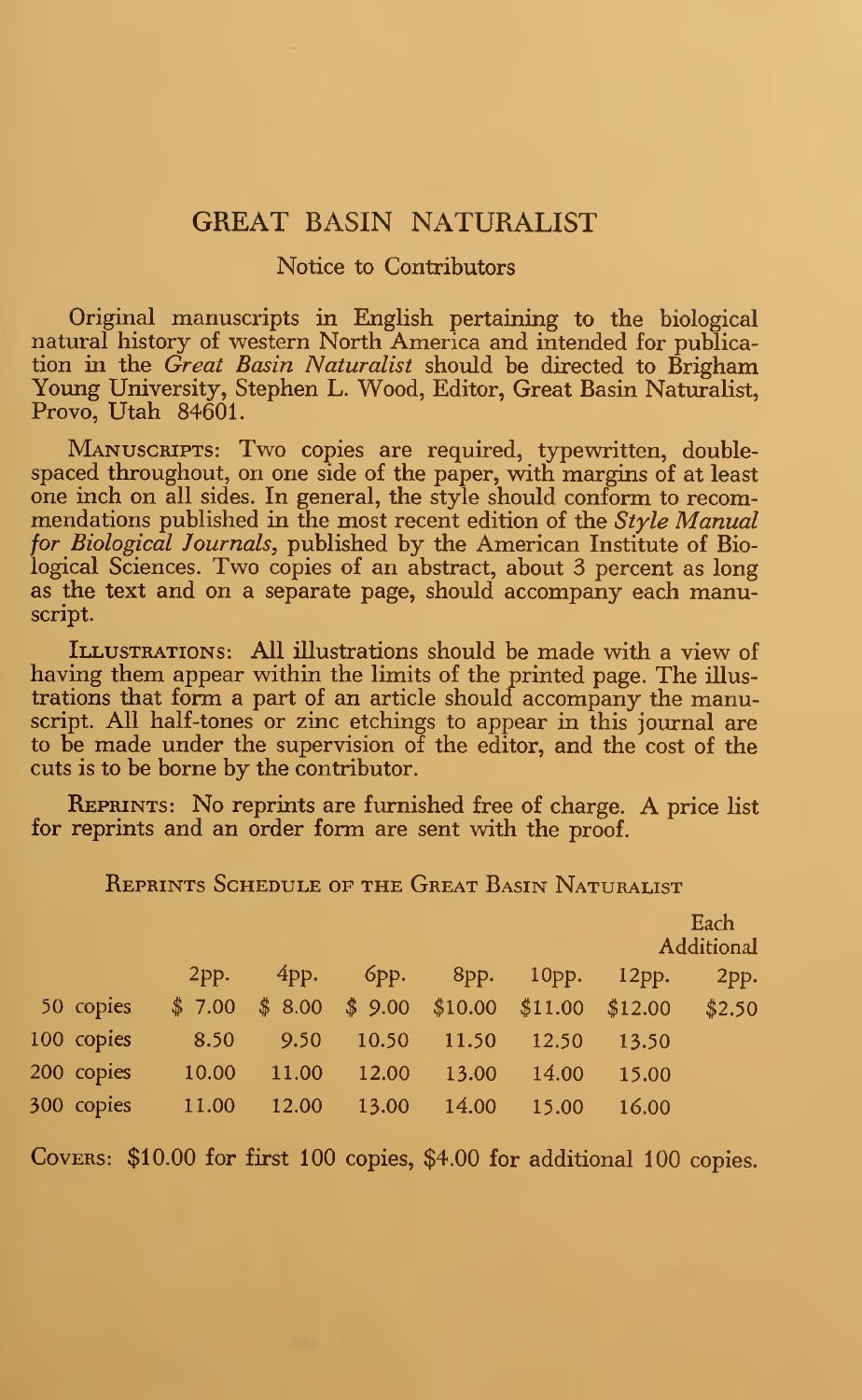# GREAT BASIN NATURALIST

## Notice to Contributors

Original manuscripts in English pertaining to the biological natural history of western North America and intended for publication in the *Great Basin Naturalist* should be directed to Brigham Young University, Stephen L. Wood, Editor, Great Basin Naturalist, Provo, Utah 84601.

Manuscripts: Two copies are required, typewritten, double-spaced throughout, on one side of the paper, with margins of at least one inch on all sides. In general, the style should conform to recommendations published in the most recent edition of the *Style Manual for Biological Journals*, published by the American Institute of Biological Sciences. Two copies of an abstract, about 3 percent as long as the text and on a separate page, should accompany each manuscript.

Illustrations: All illustrations should be made with a view of having them appear within the limits of the printed page. The illustrations that form a part of an article should accompany the manuscript. All half-tones or zinc etchings to appear in this journal are to be made under the supervision of the editor, and the cost of the cuts is to be borne by the contributor.

Reprints: No reprints are furnished free of charge. A price list for reprints and an order form are sent with the proof.

Reprints Schedule of the Great Basin Naturalist

| | 2pp. | 4pp. | 6pp. | 8pp. | 10pp. | 12pp. | Each Additional 2pp. |
|---|---|---|---|---|---|---|---|
| 50 copies | $ 7.00 | $ 8.00 | $ 9.00 | $10.00 | $11.00 | $12.00 | $2.50 |
| 100 copies | 8.50 | 9.50 | 10.50 | 11.50 | 12.50 | 13.50 | |
| 200 copies | 10.00 | 11.00 | 12.00 | 13.00 | 14.00 | 15.00 | |
| 300 copies | 11.00 | 12.00 | 13.00 | 14.00 | 15.00 | 16.00 | |

Covers: $10.00 for first 100 copies, $4.00 for additional 100 copies.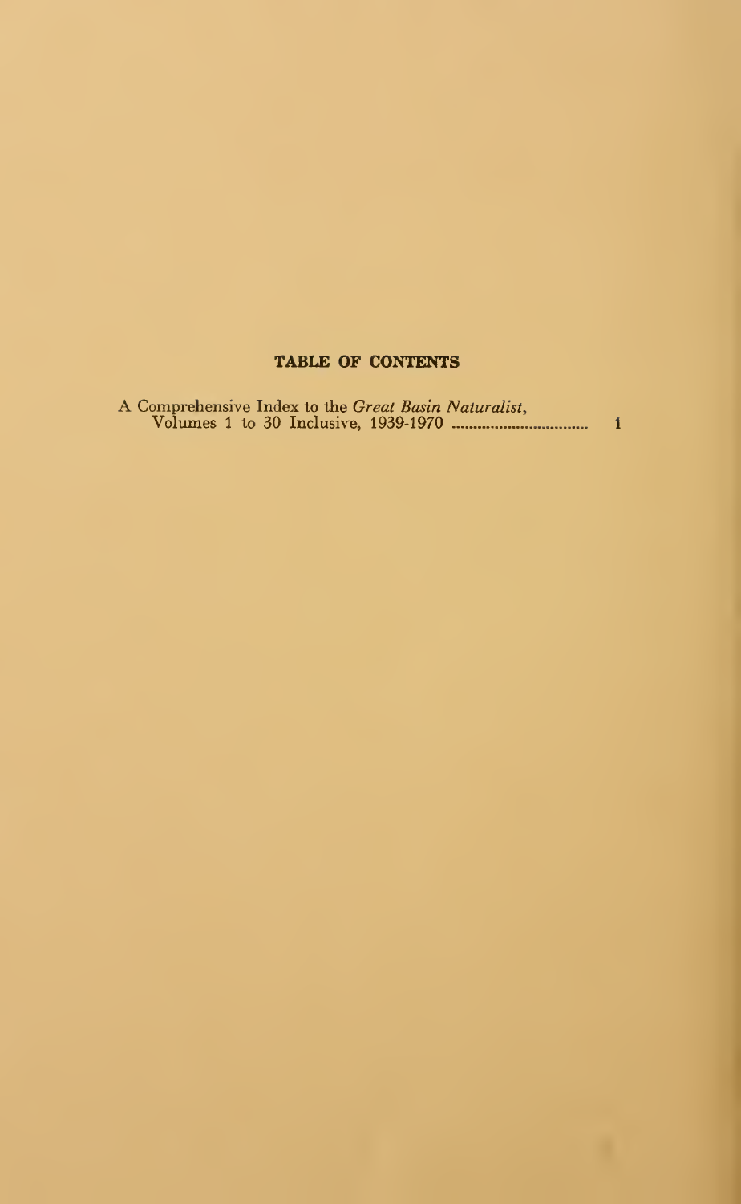**TABLE OF CONTENTS**

A Comprehensive Index to the *Great Basin Naturalist*, Volumes 1 to 30 Inclusive, 1939-1970 ................................ 1